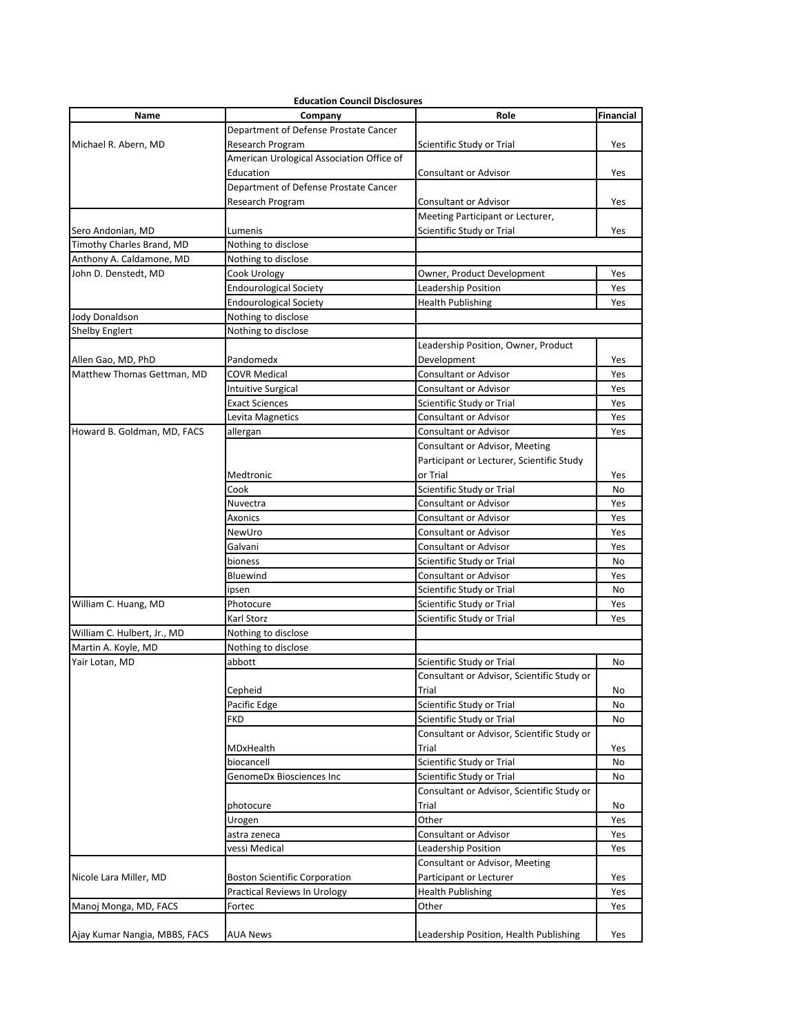**Education Council Disclosures**

| Name | Company | Role | Financial |
|---|---|---|---|
| Michael R. Abern, MD | Department of Defense Prostate Cancer Research Program | Scientific Study or Trial | Yes |
| | American Urological Association Office of Education | Consultant or Advisor | Yes |
| | Department of Defense Prostate Cancer Research Program | Consultant or Advisor | Yes |
| Sero Andonian, MD | Lumenis | Meeting Participant or Lecturer, Scientific Study or Trial | Yes |
| Timothy Charles Brand, MD | Nothing to disclose | | |
| Anthony A. Caldamone, MD | Nothing to disclose | | |
| John D. Denstedt, MD | Cook Urology | Owner, Product Development | Yes |
| | Endourological Society | Leadership Position | Yes |
| | Endourological Society | Health Publishing | Yes |
| Jody Donaldson | Nothing to disclose | | |
| Shelby Englert | Nothing to disclose | | |
| Allen Gao, MD, PhD | Pandomedx | Leadership Position, Owner, Product Development | Yes |
| Matthew Thomas Gettman, MD | COVR Medical | Consultant or Advisor | Yes |
| | Intuitive Surgical | Consultant or Advisor | Yes |
| | Exact Sciences | Scientific Study or Trial | Yes |
| | Levita Magnetics | Consultant or Advisor | Yes |
| Howard B. Goldman, MD, FACS | allergan | Consultant or Advisor | Yes |
| | Medtronic | Consultant or Advisor, Meeting Participant or Lecturer, Scientific Study or Trial | Yes |
| | Cook | Scientific Study or Trial | No |
| | Nuvectra | Consultant or Advisor | Yes |
| | Axonics | Consultant or Advisor | Yes |
| | NewUro | Consultant or Advisor | Yes |
| | Galvani | Consultant or Advisor | Yes |
| | bioness | Scientific Study or Trial | No |
| | Bluewind | Consultant or Advisor | Yes |
| | ipsen | Scientific Study or Trial | No |
| William C. Huang, MD | Photocure | Scientific Study or Trial | Yes |
| | Karl Storz | Scientific Study or Trial | Yes |
| William C. Hulbert, Jr., MD | Nothing to disclose | | |
| Martin A. Koyle, MD | Nothing to disclose | | |
| Yair Lotan, MD | abbott | Scientific Study or Trial | No |
| | Cepheid | Consultant or Advisor, Scientific Study or Trial | No |
| | Pacific Edge | Scientific Study or Trial | No |
| | FKD | Scientific Study or Trial | No |
| | MDxHealth | Consultant or Advisor, Scientific Study or Trial | Yes |
| | biocancell | Scientific Study or Trial | No |
| | GenomeDx Biosciences Inc | Scientific Study or Trial | No |
| | photocure | Consultant or Advisor, Scientific Study or Trial | No |
| | Urogen | Other | Yes |
| | astra zeneca | Consultant or Advisor | Yes |
| | vessi Medical | Leadership Position | Yes |
| Nicole Lara Miller, MD | Boston Scientific Corporation | Consultant or Advisor, Meeting Participant or Lecturer | Yes |
| | Practical Reviews In Urology | Health Publishing | Yes |
| Manoj Monga, MD, FACS | Fortec | Other | Yes |
| Ajay Kumar Nangia, MBBS, FACS | AUA News | Leadership Position, Health Publishing | Yes |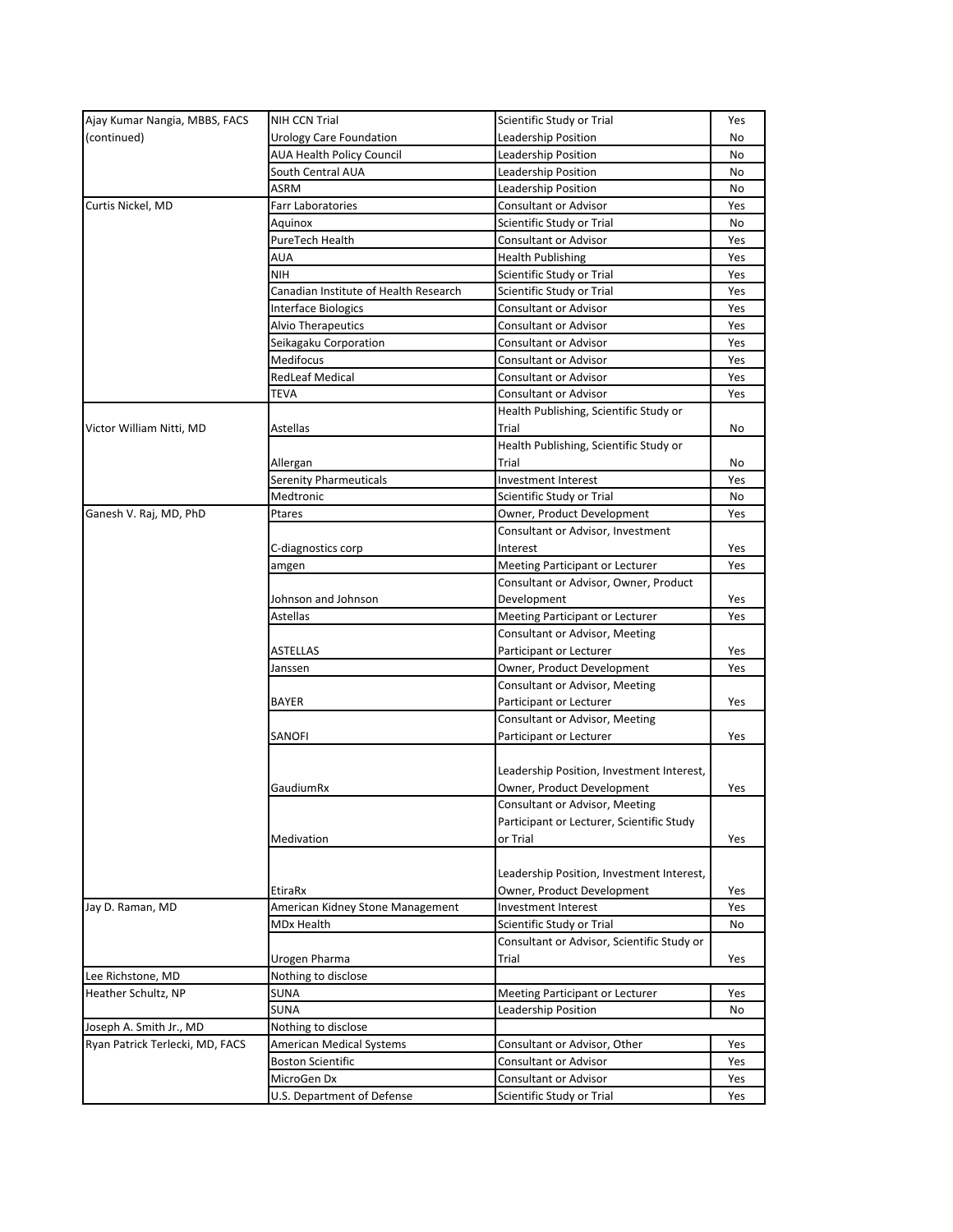| | | | |
|---|---|---|---|
| Ajay Kumar Nangia, MBBS, FACS (continued) | NIH CCN Trial | Scientific Study or Trial | Yes |
| | Urology Care Foundation | Leadership Position | No |
| | AUA Health Policy Council | Leadership Position | No |
| | South Central AUA | Leadership Position | No |
| | ASRM | Leadership Position | No |
| Curtis Nickel, MD | Farr Laboratories | Consultant or Advisor | Yes |
| | Aquinox | Scientific Study or Trial | No |
| | PureTech Health | Consultant or Advisor | Yes |
| | AUA | Health Publishing | Yes |
| | NIH | Scientific Study or Trial | Yes |
| | Canadian Institute of Health Research | Scientific Study or Trial | Yes |
| | Interface Biologics | Consultant or Advisor | Yes |
| | Alvio Therapeutics | Consultant or Advisor | Yes |
| | Seikagaku Corporation | Consultant or Advisor | Yes |
| | Medifocus | Consultant or Advisor | Yes |
| | RedLeaf Medical | Consultant or Advisor | Yes |
| | TEVA | Consultant or Advisor | Yes |
| Victor William Nitti, MD | Astellas | Health Publishing, Scientific Study or Trial | No |
| | Allergan | Health Publishing, Scientific Study or Trial | No |
| | Serenity Pharmeuticals | Investment Interest | Yes |
| | Medtronic | Scientific Study or Trial | No |
| Ganesh V. Raj, MD, PhD | Ptares | Owner, Product Development | Yes |
| | C-diagnostics corp | Consultant or Advisor, Investment Interest | Yes |
| | amgen | Meeting Participant or Lecturer | Yes |
| | Johnson and Johnson | Consultant or Advisor, Owner, Product Development | Yes |
| | Astellas | Meeting Participant or Lecturer | Yes |
| | ASTELLAS | Consultant or Advisor, Meeting Participant or Lecturer | Yes |
| | Janssen | Owner, Product Development | Yes |
| | BAYER | Consultant or Advisor, Meeting Participant or Lecturer | Yes |
| | SANOFI | Consultant or Advisor, Meeting Participant or Lecturer | Yes |
| | GaudiumRx | Leadership Position, Investment Interest, Owner, Product Development | Yes |
| | Medivation | Consultant or Advisor, Meeting Participant or Lecturer, Scientific Study or Trial | Yes |
| | EtiraRx | Leadership Position, Investment Interest, Owner, Product Development | Yes |
| Jay D. Raman, MD | American Kidney Stone Management | Investment Interest | Yes |
| | MDx Health | Scientific Study or Trial | No |
| | Urogen Pharma | Consultant or Advisor, Scientific Study or Trial | Yes |
| Lee Richstone, MD | Nothing to disclose | | |
| Heather Schultz, NP | SUNA | Meeting Participant or Lecturer | Yes |
| | SUNA | Leadership Position | No |
| Joseph A. Smith Jr., MD | Nothing to disclose | | |
| Ryan Patrick Terlecki, MD, FACS | American Medical Systems | Consultant or Advisor, Other | Yes |
| | Boston Scientific | Consultant or Advisor | Yes |
| | MicroGen Dx | Consultant or Advisor | Yes |
| | U.S. Department of Defense | Scientific Study or Trial | Yes |